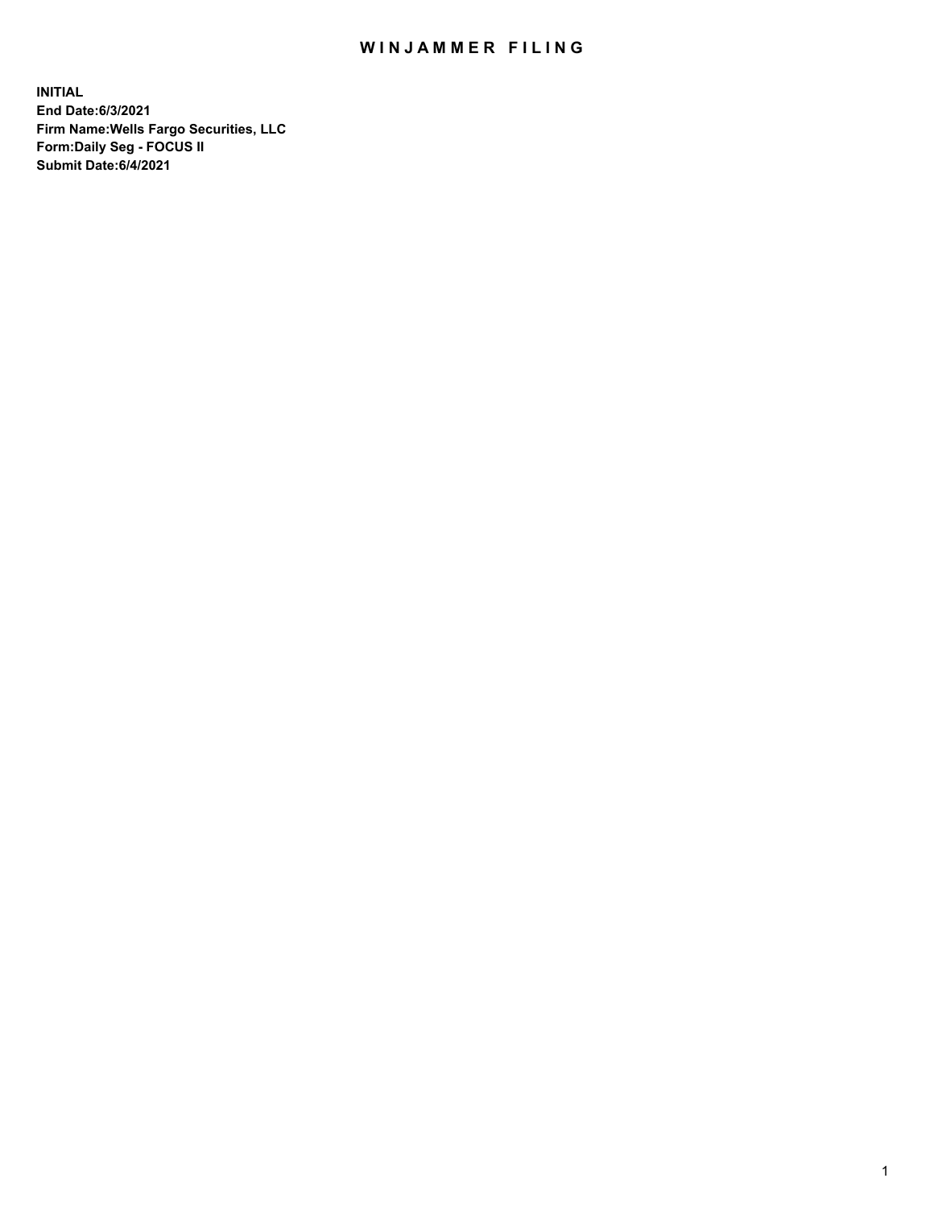# WINJAMMER FILING

**INITIAL**
**End Date:6/3/2021**
**Firm Name:Wells Fargo Securities, LLC**
**Form:Daily Seg - FOCUS II**
**Submit Date:6/4/2021**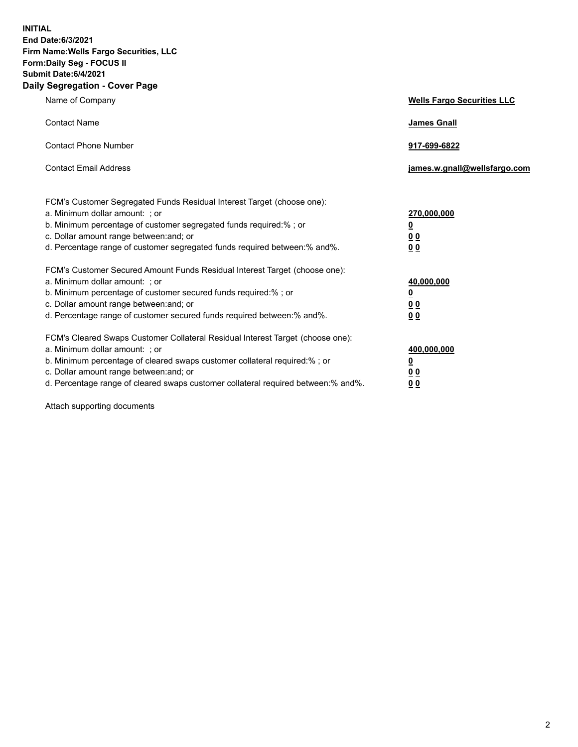**INITIAL**
**End Date:6/3/2021**
**Firm Name:Wells Fargo Securities, LLC**
**Form:Daily Seg - FOCUS II**
**Submit Date:6/4/2021**

## Daily Segregation - Cover Page

| | |
|---|---|
| Name of Company | **Wells Fargo Securities LLC** |
| Contact Name | **James Gnall** |
| Contact Phone Number | **917-699-6822** |
| Contact Email Address | **james.w.gnall@wellsfargo.com** |

FCM's Customer Segregated Funds Residual Interest Target (choose one):

| | |
|---|---|
| a. Minimum dollar amount: ; or | **270,000,000** |
| b. Minimum percentage of customer segregated funds required:% ; or | **0** |
| c. Dollar amount range between:and; or | **0 0** |
| d. Percentage range of customer segregated funds required between:% and%. | **0 0** |

FCM's Customer Secured Amount Funds Residual Interest Target (choose one):

| | |
|---|---|
| a. Minimum dollar amount: ; or | **40,000,000** |
| b. Minimum percentage of customer secured funds required:% ; or | **0** |
| c. Dollar amount range between:and; or | **0 0** |
| d. Percentage range of customer secured funds required between:% and%. | **0 0** |

FCM's Cleared Swaps Customer Collateral Residual Interest Target (choose one):

| | |
|---|---|
| a. Minimum dollar amount: ; or | **400,000,000** |
| b. Minimum percentage of cleared swaps customer collateral required:% ; or | **0** |
| c. Dollar amount range between:and; or | **0 0** |
| d. Percentage range of cleared swaps customer collateral required between:% and%. | **0 0** |

Attach supporting documents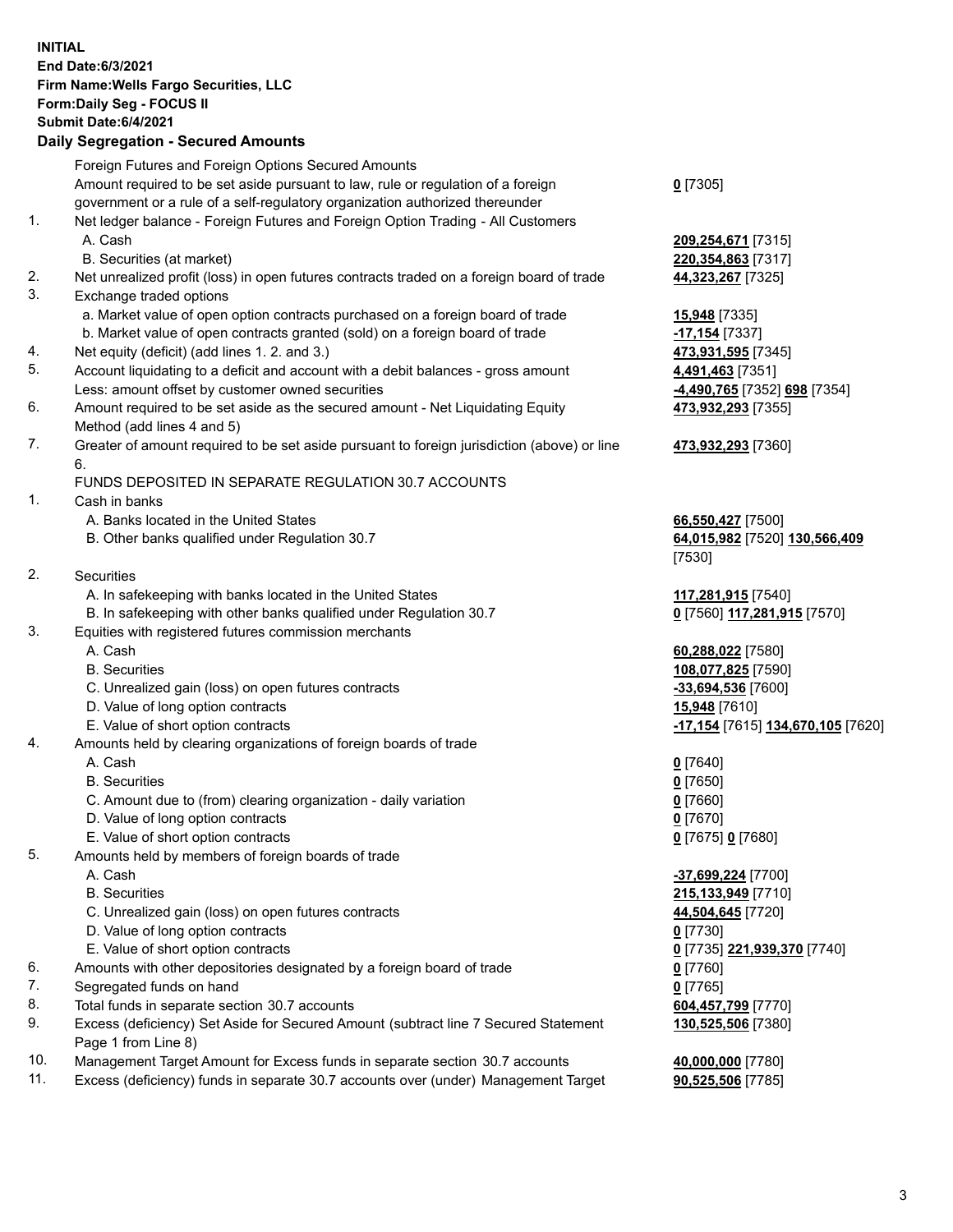**INITIAL**
**End Date:6/3/2021**
**Firm Name:Wells Fargo Securities, LLC**
**Form:Daily Seg - FOCUS II**
**Submit Date:6/4/2021**

## Daily Segregation - Secured Amounts

| | | |
|---|---|---|
| | Foreign Futures and Foreign Options Secured Amounts | |
| | Amount required to be set aside pursuant to law, rule or regulation of a foreign government or a rule of a self-regulatory organization authorized thereunder | **0** [7305] |
| 1. | Net ledger balance - Foreign Futures and Foreign Option Trading - All Customers | |
| | A. Cash | **209,254,671** [7315] |
| | B. Securities (at market) | **220,354,863** [7317] |
| 2. | Net unrealized profit (loss) in open futures contracts traded on a foreign board of trade | **44,323,267** [7325] |
| 3. | Exchange traded options | |
| | a. Market value of open option contracts purchased on a foreign board of trade | **15,948** [7335] |
| | b. Market value of open contracts granted (sold) on a foreign board of trade | **-17,154** [7337] |
| 4. | Net equity (deficit) (add lines 1. 2. and 3.) | **473,931,595** [7345] |
| 5. | Account liquidating to a deficit and account with a debit balances - gross amount | **4,491,463** [7351] |
| | Less: amount offset by customer owned securities | **-4,490,765** [7352] **698** [7354] |
| 6. | Amount required to be set aside as the secured amount - Net Liquidating Equity Method (add lines 4 and 5) | **473,932,293** [7355] |
| 7. | Greater of amount required to be set aside pursuant to foreign jurisdiction (above) or line 6. | **473,932,293** [7360] |
| | FUNDS DEPOSITED IN SEPARATE REGULATION 30.7 ACCOUNTS | |
| 1. | Cash in banks | |
| | A. Banks located in the United States | **66,550,427** [7500] |
| | B. Other banks qualified under Regulation 30.7 | **64,015,982** [7520] **130,566,409** [7530] |
| 2. | Securities | |
| | A. In safekeeping with banks located in the United States | **117,281,915** [7540] |
| | B. In safekeeping with other banks qualified under Regulation 30.7 | **0** [7560] **117,281,915** [7570] |
| 3. | Equities with registered futures commission merchants | |
| | A. Cash | **60,288,022** [7580] |
| | B. Securities | **108,077,825** [7590] |
| | C. Unrealized gain (loss) on open futures contracts | **-33,694,536** [7600] |
| | D. Value of long option contracts | **15,948** [7610] |
| | E. Value of short option contracts | **-17,154** [7615] **134,670,105** [7620] |
| 4. | Amounts held by clearing organizations of foreign boards of trade | |
| | A. Cash | **0** [7640] |
| | B. Securities | **0** [7650] |
| | C. Amount due to (from) clearing organization - daily variation | **0** [7660] |
| | D. Value of long option contracts | **0** [7670] |
| | E. Value of short option contracts | **0** [7675] **0** [7680] |
| 5. | Amounts held by members of foreign boards of trade | |
| | A. Cash | **-37,699,224** [7700] |
| | B. Securities | **215,133,949** [7710] |
| | C. Unrealized gain (loss) on open futures contracts | **44,504,645** [7720] |
| | D. Value of long option contracts | **0** [7730] |
| | E. Value of short option contracts | **0** [7735] **221,939,370** [7740] |
| 6. | Amounts with other depositories designated by a foreign board of trade | **0** [7760] |
| 7. | Segregated funds on hand | **0** [7765] |
| 8. | Total funds in separate section 30.7 accounts | **604,457,799** [7770] |
| 9. | Excess (deficiency) Set Aside for Secured Amount (subtract line 7 Secured Statement Page 1 from Line 8) | **130,525,506** [7380] |
| 10. | Management Target Amount for Excess funds in separate section 30.7 accounts | **40,000,000** [7780] |
| 11. | Excess (deficiency) funds in separate 30.7 accounts over (under) Management Target | **90,525,506** [7785] |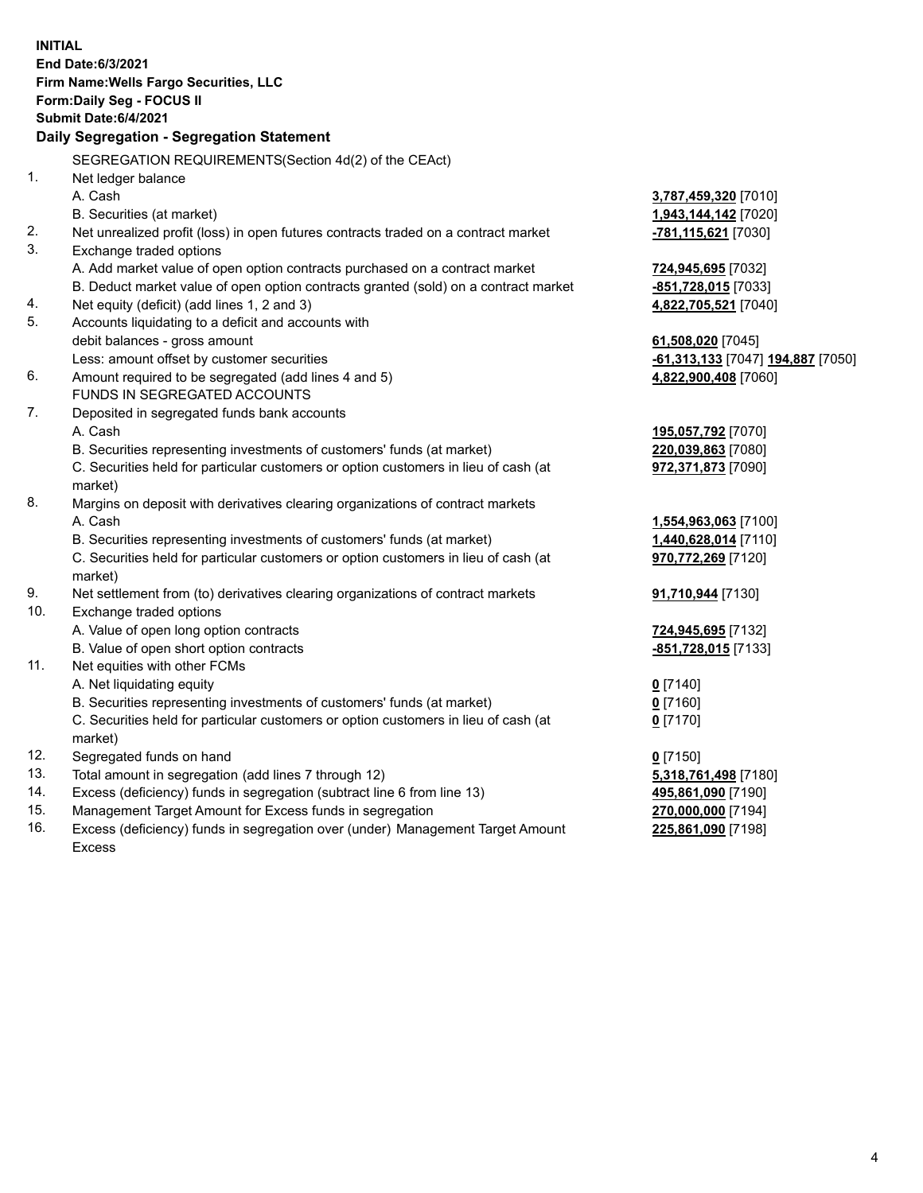**INITIAL**
**End Date:6/3/2021**
**Firm Name:Wells Fargo Securities, LLC**
**Form:Daily Seg - FOCUS II**
**Submit Date:6/4/2021**

## Daily Segregation - Segregation Statement

SEGREGATION REQUIREMENTS(Section 4d(2) of the CEAct)

| | | |
|---|---|---|
| 1. | Net ledger balance | |
| | A. Cash | 3,787,459,320 [7010] |
| | B. Securities (at market) | 1,943,144,142 [7020] |
| 2. | Net unrealized profit (loss) in open futures contracts traded on a contract market | -781,115,621 [7030] |
| 3. | Exchange traded options | |
| | A. Add market value of open option contracts purchased on a contract market | 724,945,695 [7032] |
| | B. Deduct market value of open option contracts granted (sold) on a contract market | -851,728,015 [7033] |
| 4. | Net equity (deficit) (add lines 1, 2 and 3) | 4,822,705,521 [7040] |
| 5. | Accounts liquidating to a deficit and accounts with debit balances - gross amount | 61,508,020 [7045] |
| | Less: amount offset by customer securities | -61,313,133 [7047] 194,887 [7050] |
| 6. | Amount required to be segregated (add lines 4 and 5) | 4,822,900,408 [7060] |
| | FUNDS IN SEGREGATED ACCOUNTS | |
| 7. | Deposited in segregated funds bank accounts | |
| | A. Cash | 195,057,792 [7070] |
| | B. Securities representing investments of customers' funds (at market) | 220,039,863 [7080] |
| | C. Securities held for particular customers or option customers in lieu of cash (at market) | 972,371,873 [7090] |
| 8. | Margins on deposit with derivatives clearing organizations of contract markets | |
| | A. Cash | 1,554,963,063 [7100] |
| | B. Securities representing investments of customers' funds (at market) | 1,440,628,014 [7110] |
| | C. Securities held for particular customers or option customers in lieu of cash (at market) | 970,772,269 [7120] |
| 9. | Net settlement from (to) derivatives clearing organizations of contract markets | 91,710,944 [7130] |
| 10. | Exchange traded options | |
| | A. Value of open long option contracts | 724,945,695 [7132] |
| | B. Value of open short option contracts | -851,728,015 [7133] |
| 11. | Net equities with other FCMs | |
| | A. Net liquidating equity | 0 [7140] |
| | B. Securities representing investments of customers' funds (at market) | 0 [7160] |
| | C. Securities held for particular customers or option customers in lieu of cash (at market) | 0 [7170] |
| 12. | Segregated funds on hand | 0 [7150] |
| 13. | Total amount in segregation (add lines 7 through 12) | 5,318,761,498 [7180] |
| 14. | Excess (deficiency) funds in segregation (subtract line 6 from line 13) | 495,861,090 [7190] |
| 15. | Management Target Amount for Excess funds in segregation | 270,000,000 [7194] |
| 16. | Excess (deficiency) funds in segregation over (under) Management Target Amount Excess | 225,861,090 [7198] |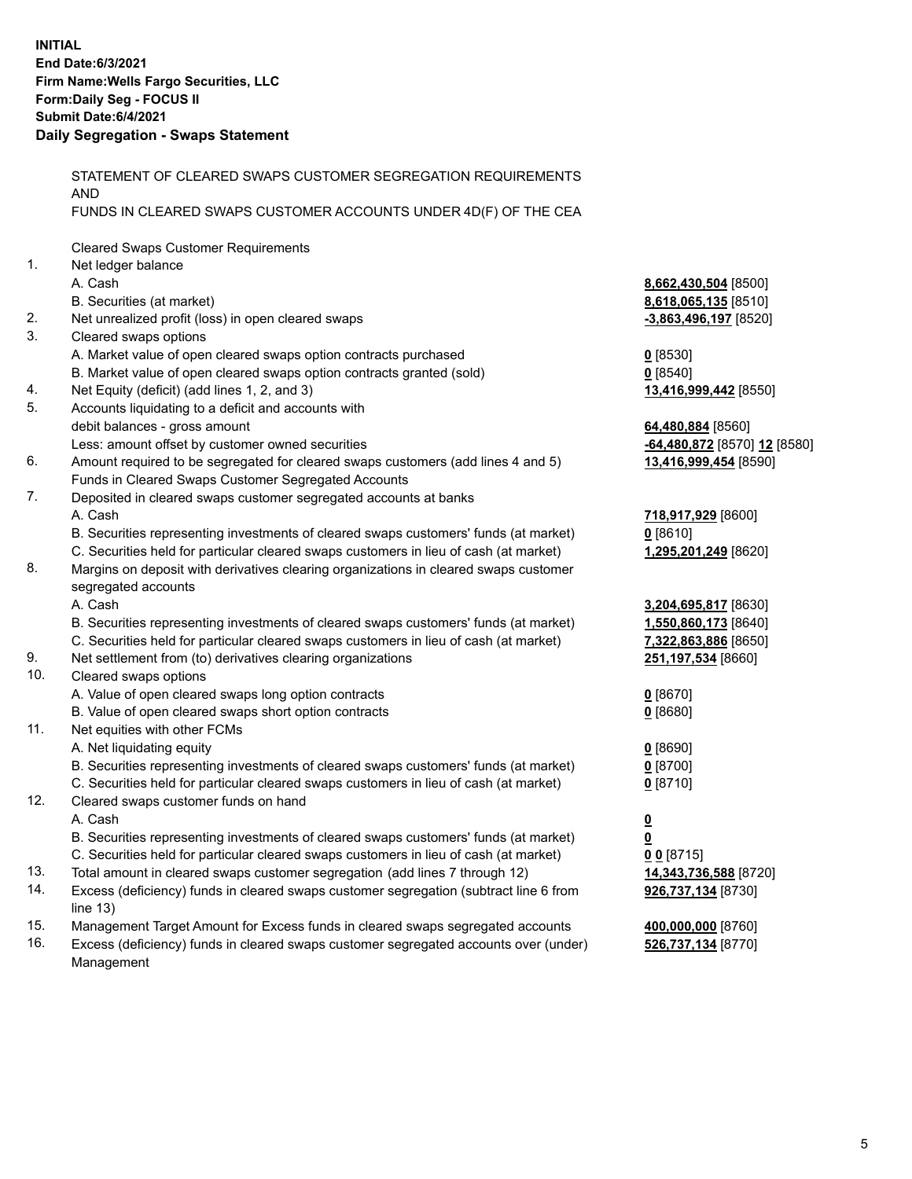**INITIAL**
**End Date:6/3/2021**
**Firm Name:Wells Fargo Securities, LLC**
**Form:Daily Seg - FOCUS II**
**Submit Date:6/4/2021**
**Daily Segregation - Swaps Statement**

STATEMENT OF CLEARED SWAPS CUSTOMER SEGREGATION REQUIREMENTS AND FUNDS IN CLEARED SWAPS CUSTOMER ACCOUNTS UNDER 4D(F) OF THE CEA

| | | |
|---|---|---|
| | Cleared Swaps Customer Requirements | |
| 1. | Net ledger balance | |
| | A. Cash | **8,662,430,504** [8500] |
| | B. Securities (at market) | **8,618,065,135** [8510] |
| 2. | Net unrealized profit (loss) in open cleared swaps | **-3,863,496,197** [8520] |
| 3. | Cleared swaps options | |
| | A. Market value of open cleared swaps option contracts purchased | **0** [8530] |
| | B. Market value of open cleared swaps option contracts granted (sold) | **0** [8540] |
| 4. | Net Equity (deficit) (add lines 1, 2, and 3) | **13,416,999,442** [8550] |
| 5. | Accounts liquidating to a deficit and accounts with debit balances - gross amount | **64,480,884** [8560] |
| | Less: amount offset by customer owned securities | **-64,480,872** [8570] **12** [8580] |
| 6. | Amount required to be segregated for cleared swaps customers (add lines 4 and 5) | **13,416,999,454** [8590] |
| | Funds in Cleared Swaps Customer Segregated Accounts | |
| 7. | Deposited in cleared swaps customer segregated accounts at banks | |
| | A. Cash | **718,917,929** [8600] |
| | B. Securities representing investments of cleared swaps customers' funds (at market) | **0** [8610] |
| | C. Securities held for particular cleared swaps customers in lieu of cash (at market) | **1,295,201,249** [8620] |
| 8. | Margins on deposit with derivatives clearing organizations in cleared swaps customer segregated accounts | |
| | A. Cash | **3,204,695,817** [8630] |
| | B. Securities representing investments of cleared swaps customers' funds (at market) | **1,550,860,173** [8640] |
| | C. Securities held for particular cleared swaps customers in lieu of cash (at market) | **7,322,863,886** [8650] |
| 9. | Net settlement from (to) derivatives clearing organizations | **251,197,534** [8660] |
| 10. | Cleared swaps options | |
| | A. Value of open cleared swaps long option contracts | **0** [8670] |
| | B. Value of open cleared swaps short option contracts | **0** [8680] |
| 11. | Net equities with other FCMs | |
| | A. Net liquidating equity | **0** [8690] |
| | B. Securities representing investments of cleared swaps customers' funds (at market) | **0** [8700] |
| | C. Securities held for particular cleared swaps customers in lieu of cash (at market) | **0** [8710] |
| 12. | Cleared swaps customer funds on hand | |
| | A. Cash | **0** |
| | B. Securities representing investments of cleared swaps customers' funds (at market) | **0** |
| | C. Securities held for particular cleared swaps customers in lieu of cash (at market) | **0** **0** [8715] |
| 13. | Total amount in cleared swaps customer segregation (add lines 7 through 12) | **14,343,736,588** [8720] |
| 14. | Excess (deficiency) funds in cleared swaps customer segregation (subtract line 6 from line 13) | **926,737,134** [8730] |
| 15. | Management Target Amount for Excess funds in cleared swaps segregated accounts | **400,000,000** [8760] |
| 16. | Excess (deficiency) funds in cleared swaps customer segregated accounts over (under) Management | **526,737,134** [8770] |